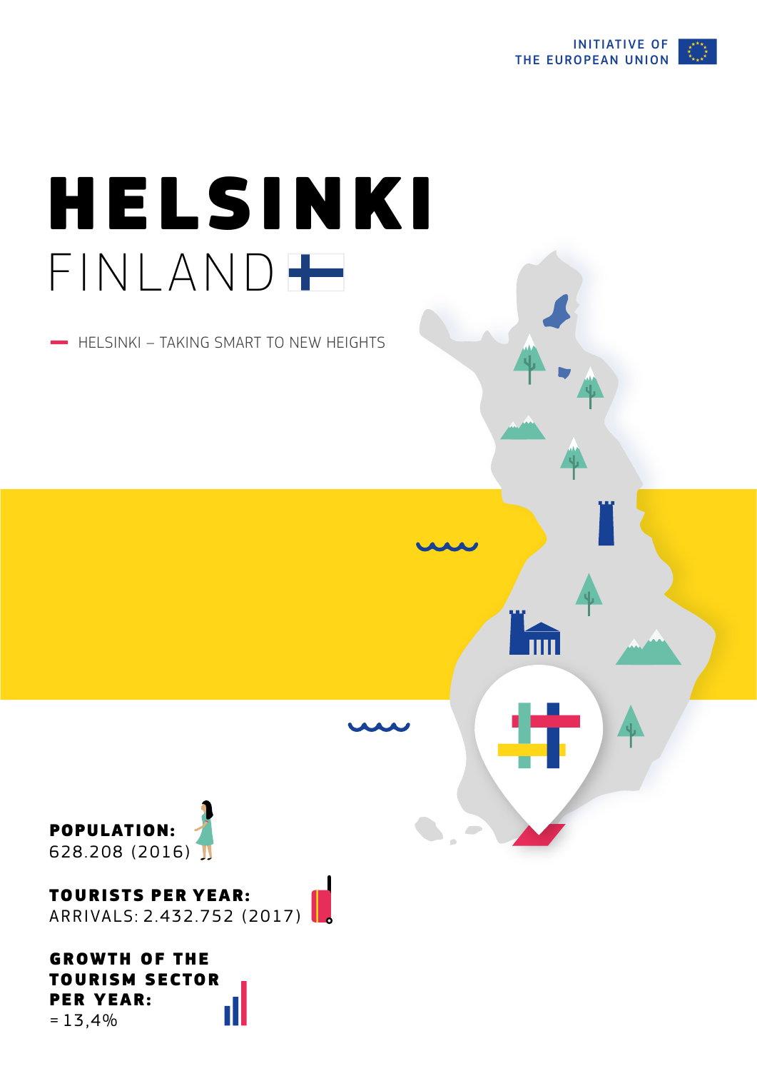INITIATIVE OF THE EUROPEAN UNION

# HELSINKI

## FINLAND

HELSINKI – TAKING SMART TO NEW HEIGHTS

**POPULATION:**
628.208 (2016)

**TOURISTS PER YEAR:**
ARRIVALS: 2.432.752 (2017)

**GROWTH OF THE TOURISM SECTOR PER YEAR:**
= 13,4%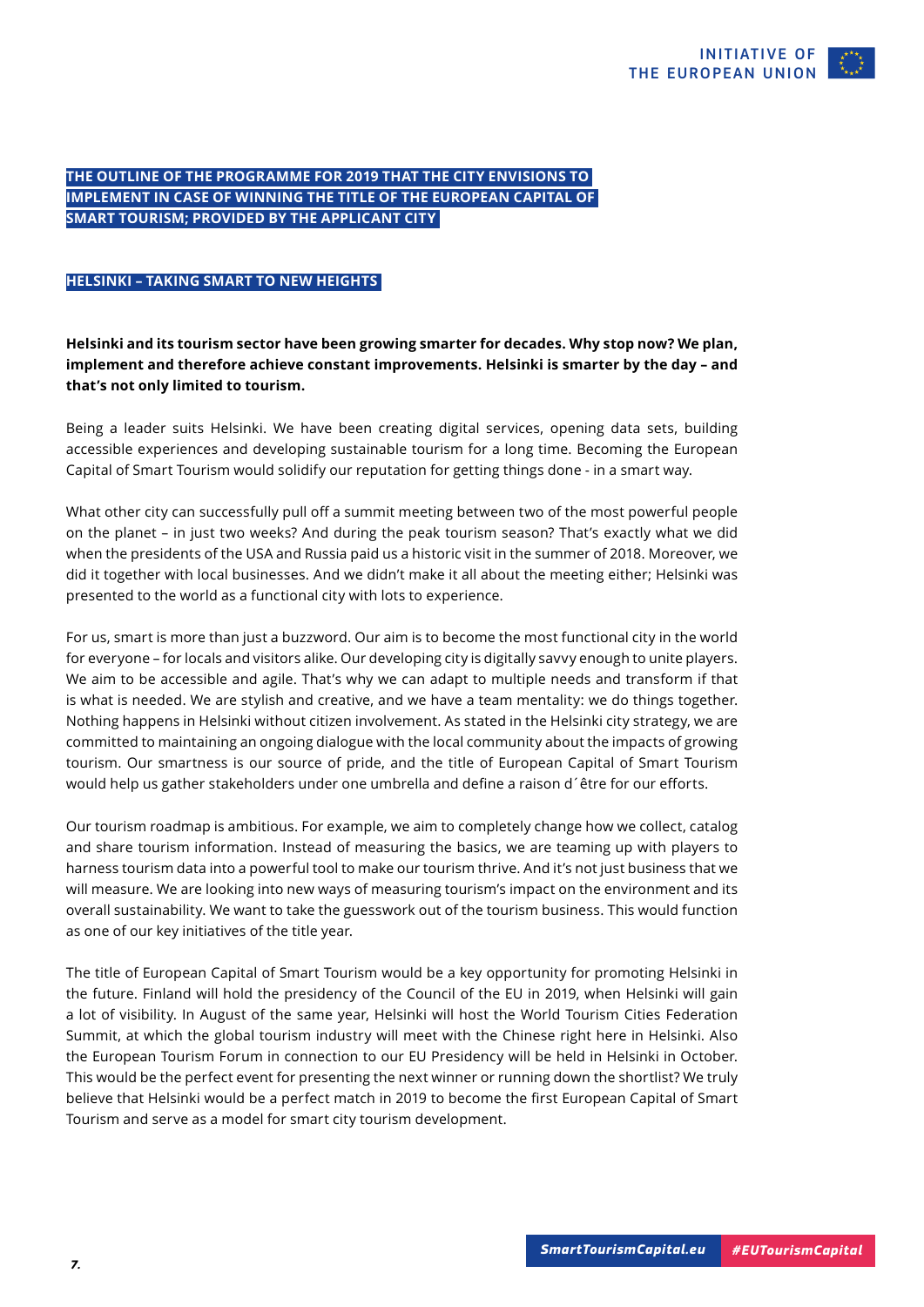## THE OUTLINE OF THE PROGRAMME FOR 2019 THAT THE CITY ENVISIONS TO IMPLEMENT IN CASE OF WINNING THE TITLE OF THE EUROPEAN CAPITAL OF SMART TOURISM; PROVIDED BY THE APPLICANT CITY

### HELSINKI – TAKING SMART TO NEW HEIGHTS

**Helsinki and its tourism sector have been growing smarter for decades. Why stop now? We plan, implement and therefore achieve constant improvements. Helsinki is smarter by the day – and that's not only limited to tourism.**

Being a leader suits Helsinki. We have been creating digital services, opening data sets, building accessible experiences and developing sustainable tourism for a long time. Becoming the European Capital of Smart Tourism would solidify our reputation for getting things done - in a smart way.

What other city can successfully pull off a summit meeting between two of the most powerful people on the planet – in just two weeks? And during the peak tourism season? That's exactly what we did when the presidents of the USA and Russia paid us a historic visit in the summer of 2018. Moreover, we did it together with local businesses. And we didn't make it all about the meeting either; Helsinki was presented to the world as a functional city with lots to experience.

For us, smart is more than just a buzzword. Our aim is to become the most functional city in the world for everyone – for locals and visitors alike. Our developing city is digitally savvy enough to unite players. We aim to be accessible and agile. That's why we can adapt to multiple needs and transform if that is what is needed. We are stylish and creative, and we have a team mentality: we do things together. Nothing happens in Helsinki without citizen involvement. As stated in the Helsinki city strategy, we are committed to maintaining an ongoing dialogue with the local community about the impacts of growing tourism. Our smartness is our source of pride, and the title of European Capital of Smart Tourism would help us gather stakeholders under one umbrella and define a raison d´être for our efforts.

Our tourism roadmap is ambitious. For example, we aim to completely change how we collect, catalog and share tourism information. Instead of measuring the basics, we are teaming up with players to harness tourism data into a powerful tool to make our tourism thrive. And it's not just business that we will measure. We are looking into new ways of measuring tourism's impact on the environment and its overall sustainability. We want to take the guesswork out of the tourism business. This would function as one of our key initiatives of the title year.

The title of European Capital of Smart Tourism would be a key opportunity for promoting Helsinki in the future. Finland will hold the presidency of the Council of the EU in 2019, when Helsinki will gain a lot of visibility. In August of the same year, Helsinki will host the World Tourism Cities Federation Summit, at which the global tourism industry will meet with the Chinese right here in Helsinki. Also the European Tourism Forum in connection to our EU Presidency will be held in Helsinki in October. This would be the perfect event for presenting the next winner or running down the shortlist? We truly believe that Helsinki would be a perfect match in 2019 to become the first European Capital of Smart Tourism and serve as a model for smart city tourism development.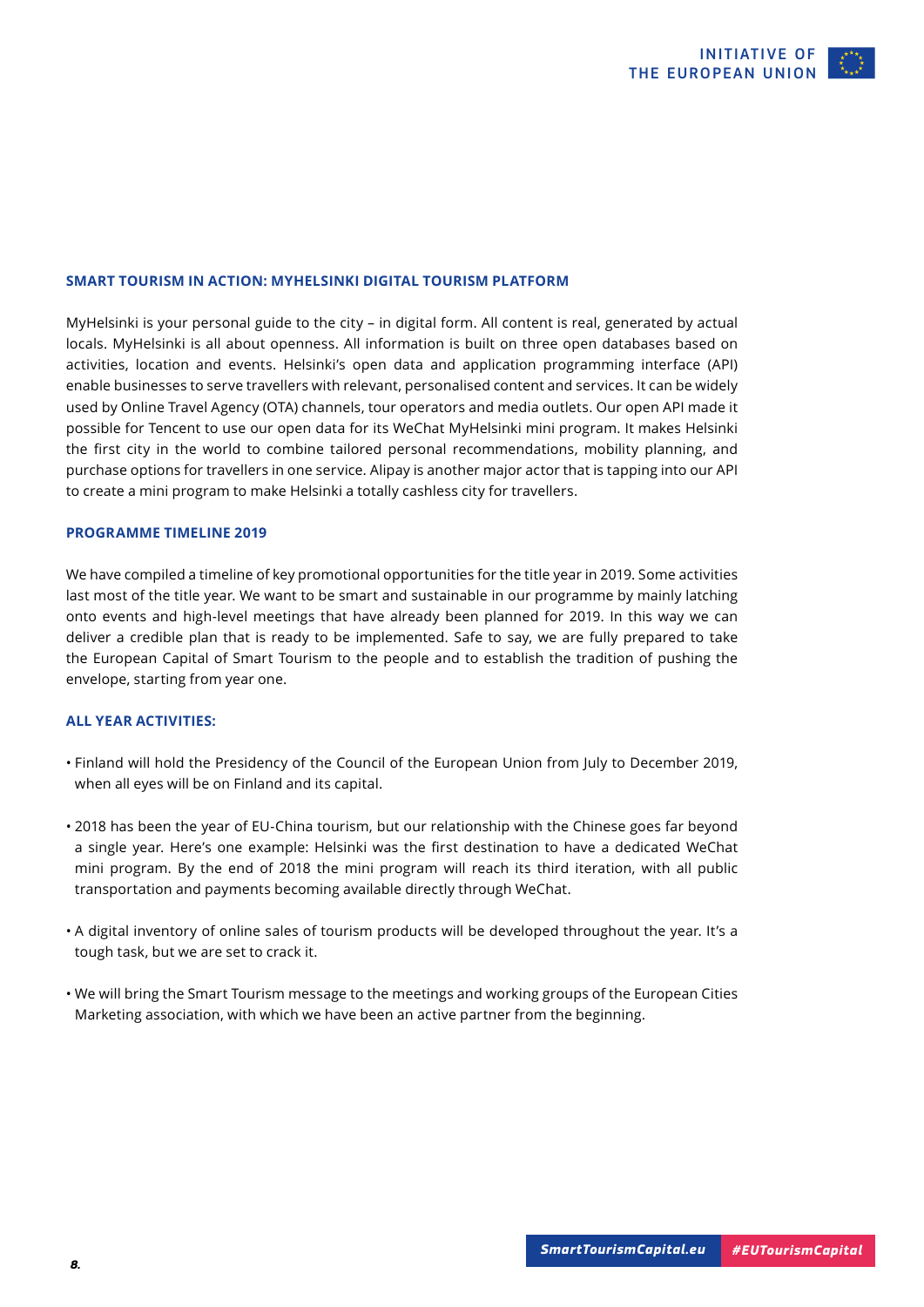## SMART TOURISM IN ACTION: MYHELSINKI DIGITAL TOURISM PLATFORM

MyHelsinki is your personal guide to the city – in digital form. All content is real, generated by actual locals. MyHelsinki is all about openness. All information is built on three open databases based on activities, location and events. Helsinki's open data and application programming interface (API) enable businesses to serve travellers with relevant, personalised content and services. It can be widely used by Online Travel Agency (OTA) channels, tour operators and media outlets. Our open API made it possible for Tencent to use our open data for its WeChat MyHelsinki mini program. It makes Helsinki the first city in the world to combine tailored personal recommendations, mobility planning, and purchase options for travellers in one service. Alipay is another major actor that is tapping into our API to create a mini program to make Helsinki a totally cashless city for travellers.

## PROGRAMME TIMELINE 2019

We have compiled a timeline of key promotional opportunities for the title year in 2019. Some activities last most of the title year. We want to be smart and sustainable in our programme by mainly latching onto events and high-level meetings that have already been planned for 2019. In this way we can deliver a credible plan that is ready to be implemented. Safe to say, we are fully prepared to take the European Capital of Smart Tourism to the people and to establish the tradition of pushing the envelope, starting from year one.

## ALL YEAR ACTIVITIES:

- Finland will hold the Presidency of the Council of the European Union from July to December 2019, when all eyes will be on Finland and its capital.
- 2018 has been the year of EU-China tourism, but our relationship with the Chinese goes far beyond a single year. Here's one example: Helsinki was the first destination to have a dedicated WeChat mini program. By the end of 2018 the mini program will reach its third iteration, with all public transportation and payments becoming available directly through WeChat.
- A digital inventory of online sales of tourism products will be developed throughout the year. It's a tough task, but we are set to crack it.
- We will bring the Smart Tourism message to the meetings and working groups of the European Cities Marketing association, with which we have been an active partner from the beginning.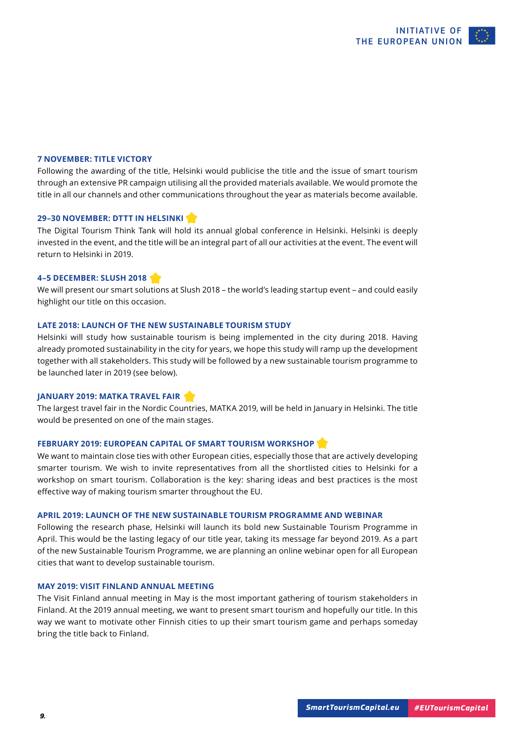### 7 NOVEMBER: TITLE VICTORY

Following the awarding of the title, Helsinki would publicise the title and the issue of smart tourism through an extensive PR campaign utilising all the provided materials available. We would promote the title in all our channels and other communications throughout the year as materials become available.

### 29–30 NOVEMBER: DTTT IN HELSINKI

The Digital Tourism Think Tank will hold its annual global conference in Helsinki. Helsinki is deeply invested in the event, and the title will be an integral part of all our activities at the event. The event will return to Helsinki in 2019.

### 4–5 DECEMBER: SLUSH 2018

We will present our smart solutions at Slush 2018 – the world's leading startup event – and could easily highlight our title on this occasion.

### LATE 2018: LAUNCH OF THE NEW SUSTAINABLE TOURISM STUDY

Helsinki will study how sustainable tourism is being implemented in the city during 2018. Having already promoted sustainability in the city for years, we hope this study will ramp up the development together with all stakeholders. This study will be followed by a new sustainable tourism programme to be launched later in 2019 (see below).

### JANUARY 2019: MATKA TRAVEL FAIR

The largest travel fair in the Nordic Countries, MATKA 2019, will be held in January in Helsinki. The title would be presented on one of the main stages.

### FEBRUARY 2019: EUROPEAN CAPITAL OF SMART TOURISM WORKSHOP

We want to maintain close ties with other European cities, especially those that are actively developing smarter tourism. We wish to invite representatives from all the shortlisted cities to Helsinki for a workshop on smart tourism. Collaboration is the key: sharing ideas and best practices is the most effective way of making tourism smarter throughout the EU.

### APRIL 2019: LAUNCH OF THE NEW SUSTAINABLE TOURISM PROGRAMME AND WEBINAR

Following the research phase, Helsinki will launch its bold new Sustainable Tourism Programme in April. This would be the lasting legacy of our title year, taking its message far beyond 2019. As a part of the new Sustainable Tourism Programme, we are planning an online webinar open for all European cities that want to develop sustainable tourism.

### MAY 2019: VISIT FINLAND ANNUAL MEETING

The Visit Finland annual meeting in May is the most important gathering of tourism stakeholders in Finland. At the 2019 annual meeting, we want to present smart tourism and hopefully our title. In this way we want to motivate other Finnish cities to up their smart tourism game and perhaps someday bring the title back to Finland.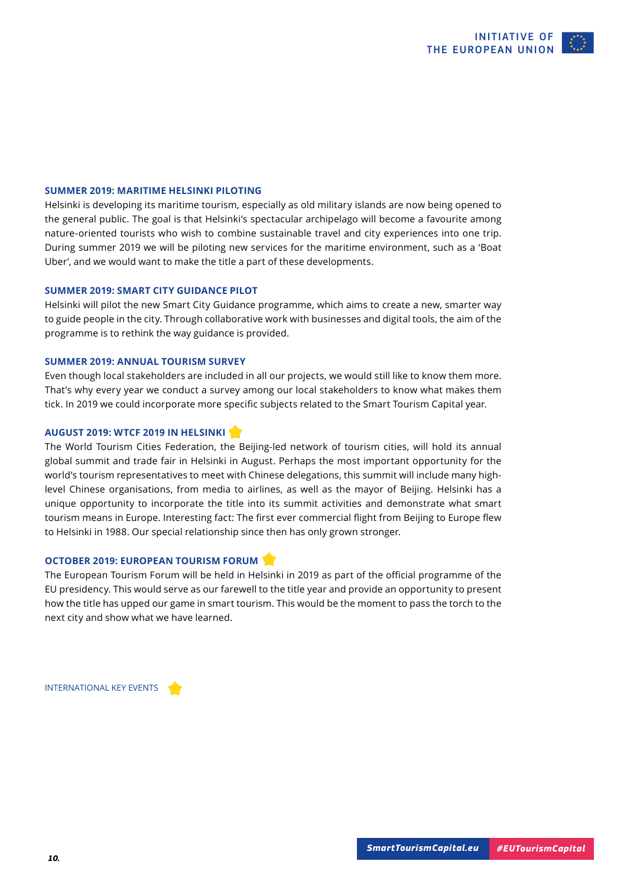### SUMMER 2019: MARITIME HELSINKI PILOTING

Helsinki is developing its maritime tourism, especially as old military islands are now being opened to the general public. The goal is that Helsinki's spectacular archipelago will become a favourite among nature-oriented tourists who wish to combine sustainable travel and city experiences into one trip. During summer 2019 we will be piloting new services for the maritime environment, such as a 'Boat Uber', and we would want to make the title a part of these developments.

### SUMMER 2019: SMART CITY GUIDANCE PILOT

Helsinki will pilot the new Smart City Guidance programme, which aims to create a new, smarter way to guide people in the city. Through collaborative work with businesses and digital tools, the aim of the programme is to rethink the way guidance is provided.

### SUMMER 2019: ANNUAL TOURISM SURVEY

Even though local stakeholders are included in all our projects, we would still like to know them more. That's why every year we conduct a survey among our local stakeholders to know what makes them tick. In 2019 we could incorporate more specific subjects related to the Smart Tourism Capital year.

### AUGUST 2019: WTCF 2019 IN HELSINKI ★

The World Tourism Cities Federation, the Beijing-led network of tourism cities, will hold its annual global summit and trade fair in Helsinki in August. Perhaps the most important opportunity for the world's tourism representatives to meet with Chinese delegations, this summit will include many high-level Chinese organisations, from media to airlines, as well as the mayor of Beijing. Helsinki has a unique opportunity to incorporate the title into its summit activities and demonstrate what smart tourism means in Europe. Interesting fact: The first ever commercial flight from Beijing to Europe flew to Helsinki in 1988. Our special relationship since then has only grown stronger.

### OCTOBER 2019: EUROPEAN TOURISM FORUM ★

The European Tourism Forum will be held in Helsinki in 2019 as part of the official programme of the EU presidency. This would serve as our farewell to the title year and provide an opportunity to present how the title has upped our game in smart tourism. This would be the moment to pass the torch to the next city and show what we have learned.

INTERNATIONAL KEY EVENTS ★